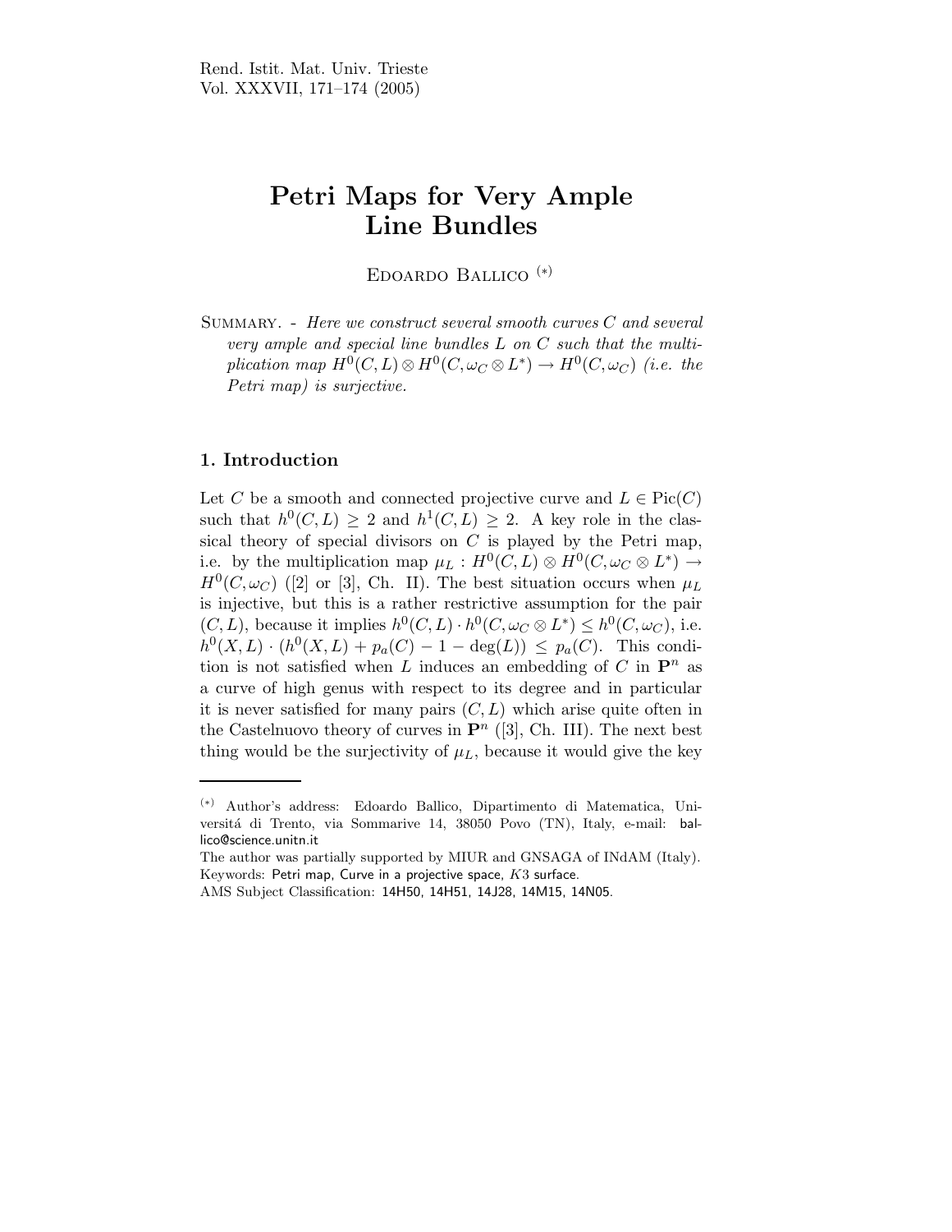Rend. Istit. Mat. Univ. Trieste
Vol. XXXVII, 171–174 (2005)

# Petri Maps for Very Ample Line Bundles

Edoardo Ballico [(*)]

Summary. - *Here we construct several smooth curves $C$ and several very ample and special line bundles $L$ on $C$ such that the multiplication map $H^0(C,L) \otimes H^0(C, \omega_C \otimes L^*) \to H^0(C, \omega_C)$ (i.e. the Petri map) is surjective.*

## 1. Introduction

Let $C$ be a smooth and connected projective curve and $L \in \mathrm{Pic}(C)$ such that $h^0(C,L) \geq 2$ and $h^1(C,L) \geq 2$. A key role in the classical theory of special divisors on $C$ is played by the Petri map, i.e. by the multiplication map $\mu_L : H^0(C,L) \otimes H^0(C, \omega_C \otimes L^*) \to H^0(C, \omega_C)$ ([2] or [3], Ch. II). The best situation occurs when $\mu_L$ is injective, but this is a rather restrictive assumption for the pair $(C,L)$, because it implies $h^0(C,L) \cdot h^0(C, \omega_C \otimes L^*) \leq h^0(C, \omega_C)$, i.e. $h^0(X,L) \cdot (h^0(X,L) + p_a(C) - 1 - \deg(L)) \leq p_a(C)$. This condition is not satisfied when $L$ induces an embedding of $C$ in $\mathbf{P}^n$ as a curve of high genus with respect to its degree and in particular it is never satisfied for many pairs $(C,L)$ which arise quite often in the Castelnuovo theory of curves in $\mathbf{P}^n$ ([3], Ch. III). The next best thing would be the surjectivity of $\mu_L$, because it would give the key

---

(*) Author's address: Edoardo Ballico, Dipartimento di Matematica, Universitá di Trento, via Sommarive 14, 38050 Povo (TN), Italy, e-mail: ballico@science.unitn.it

The author was partially supported by MIUR and GNSAGA of INdAM (Italy).

Keywords: Petri map, Curve in a projective space, $K3$ surface.

AMS Subject Classification: 14H50, 14H51, 14J28, 14M15, 14N05.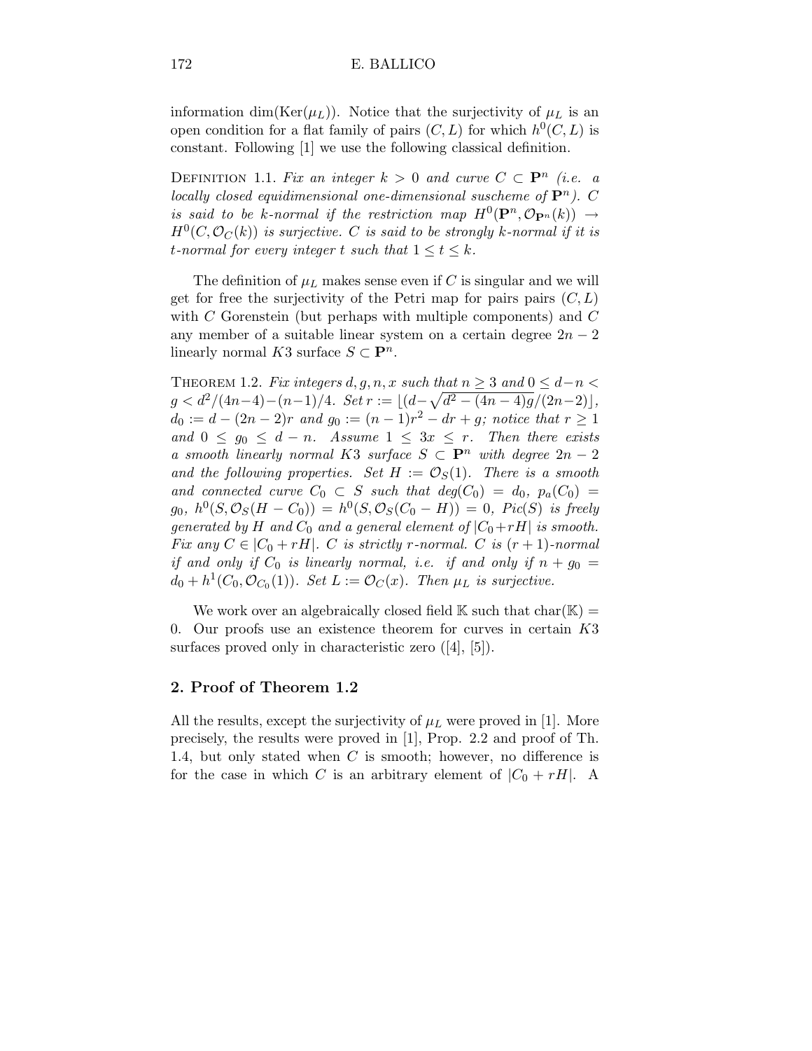information $\dim(\mathrm{Ker}(\mu_L))$. Notice that the surjectivity of $\mu_L$ is an open condition for a flat family of pairs $(C, L)$ for which $h^0(C, L)$ is constant. Following [1] we use the following classical definition.

DEFINITION 1.1. *Fix an integer $k > 0$ and curve $C \subset \mathbf{P}^n$ (i.e. a locally closed equidimensional one-dimensional suscheme of $\mathbf{P}^n$). $C$ is said to be $k$-normal if the restriction map $H^0(\mathbf{P}^n, \mathcal{O}_{\mathbf{P}^n}(k)) \to H^0(C, \mathcal{O}_C(k))$ is surjective. $C$ is said to be strongly $k$-normal if it is $t$-normal for every integer $t$ such that $1 \le t \le k$.*

The definition of $\mu_L$ makes sense even if $C$ is singular and we will get for free the surjectivity of the Petri map for pairs pairs $(C, L)$ with $C$ Gorenstein (but perhaps with multiple components) and $C$ any member of a suitable linear system on a certain degree $2n-2$ linearly normal $K3$ surface $S \subset \mathbf{P}^n$.

THEOREM 1.2. *Fix integers $d, g, n, x$ such that $n \ge 3$ and $0 \le d-n < g < d^2/(4n-4)-(n-1)/4$. Set $r := \lfloor (d-\sqrt{d^2-(4n-4)g}/(2n-2) \rfloor$, $d_0 := d-(2n-2)r$ and $g_0 := (n-1)r^2 - dr + g$; notice that $r \ge 1$ and $0 \le g_0 \le d-n$. Assume $1 \le 3x \le r$. Then there exists a smooth linearly normal $K3$ surface $S \subset \mathbf{P}^n$ with degree $2n-2$ and the following properties. Set $H := \mathcal{O}_S(1)$. There is a smooth and connected curve $C_0 \subset S$ such that $deg(C_0) = d_0$, $p_a(C_0) = g_0$, $h^0(S, \mathcal{O}_S(H-C_0)) = h^0(S, \mathcal{O}_S(C_0-H)) = 0$, $Pic(S)$ is freely generated by $H$ and $C_0$ and a general element of $|C_0+rH|$ is smooth. Fix any $C \in |C_0+rH|$. $C$ is strictly $r$-normal. $C$ is $(r+1)$-normal if and only if $C_0$ is linearly normal, i.e. if and only if $n+g_0 = d_0 + h^1(C_0, \mathcal{O}_{C_0}(1))$. Set $L := \mathcal{O}_C(x)$. Then $\mu_L$ is surjective.*

We work over an algebraically closed field $\mathbb{K}$ such that $\mathrm{char}(\mathbb{K}) = 0$. Our proofs use an existence theorem for curves in certain $K3$ surfaces proved only in characteristic zero ([4], [5]).

## 2. Proof of Theorem 1.2

All the results, except the surjectivity of $\mu_L$ were proved in [1]. More precisely, the results were proved in [1], Prop. 2.2 and proof of Th. 1.4, but only stated when $C$ is smooth; however, no difference is for the case in which $C$ is an arbitrary element of $|C_0 + rH|$. A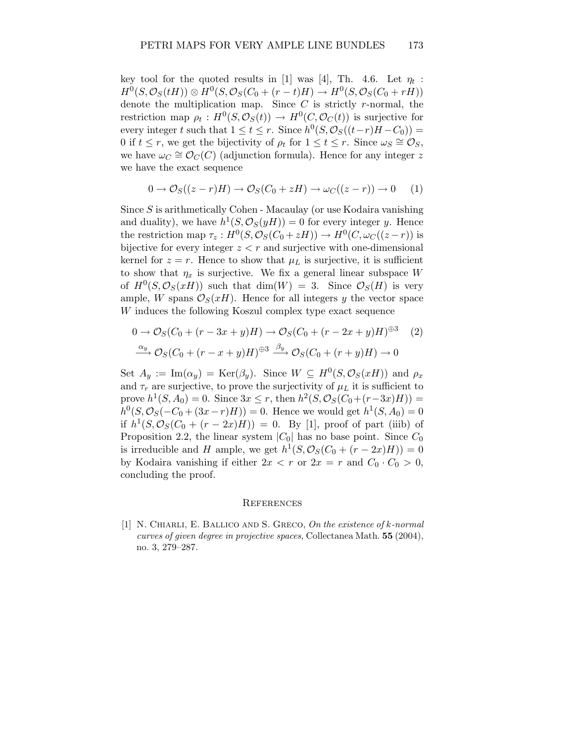key tool for the quoted results in [1] was [4], Th. 4.6. Let $\eta_t : H^0(S, \mathcal{O}_S(tH)) \otimes H^0(S, \mathcal{O}_S(C_0 + (r-t)H) \to H^0(S, \mathcal{O}_S(C_0 + rH))$ denote the multiplication map. Since $C$ is strictly $r$-normal, the restriction map $\rho_t : H^0(S, \mathcal{O}_S(t)) \to H^0(C, \mathcal{O}_C(t))$ is surjective for every integer $t$ such that $1 \leq t \leq r$. Since $h^0(S, \mathcal{O}_S((t-r)H - C_0)) = 0$ if $t \leq r$, we get the bijectivity of $\rho_t$ for $1 \leq t \leq r$. Since $\omega_S \cong \mathcal{O}_S$, we have $\omega_C \cong \mathcal{O}_C(C)$ (adjunction formula). Hence for any integer $z$ we have the exact sequence

$$0 \to \mathcal{O}_S((z-r)H) \to \mathcal{O}_S(C_0 + zH) \to \omega_C((z-r)) \to 0 \qquad (1)$$

Since $S$ is arithmetically Cohen - Macaulay (or use Kodaira vanishing and duality), we have $h^1(S, \mathcal{O}_S(yH)) = 0$ for every integer $y$. Hence the restriction map $\tau_z : H^0(S, \mathcal{O}_S(C_0 + zH)) \to H^0(C, \omega_C((z-r))$ is bijective for every integer $z < r$ and surjective with one-dimensional kernel for $z = r$. Hence to show that $\mu_L$ is surjective, it is sufficient to show that $\eta_x$ is surjective. We fix a general linear subspace $W$ of $H^0(S, \mathcal{O}_S(xH))$ such that $\dim(W) = 3$. Since $\mathcal{O}_S(H)$ is very ample, $W$ spans $\mathcal{O}_S(xH)$. Hence for all integers $y$ the vector space $W$ induces the following Koszul complex type exact sequence

$$\begin{aligned} 0 \to \mathcal{O}_S(C_0 + (r-3x+y)H) \to \mathcal{O}_S(C_0 + (r-2x+y)H)^{\oplus 3} \qquad (2) \\ \xrightarrow{\alpha_y} \mathcal{O}_S(C_0 + (r-x+y)H)^{\oplus 3} \xrightarrow{\beta_y} \mathcal{O}_S(C_0 + (r+y)H) \to 0 \end{aligned}$$

Set $A_y := \mathrm{Im}(\alpha_y) = \mathrm{Ker}(\beta_y)$. Since $W \subseteq H^0(S, \mathcal{O}_S(xH))$ and $\rho_x$ and $\tau_r$ are surjective, to prove the surjectivity of $\mu_L$ it is sufficient to prove $h^1(S, A_0) = 0$. Since $3x \leq r$, then $h^2(S, \mathcal{O}_S(C_0 + (r-3x)H)) = h^0(S, \mathcal{O}_S(-C_0 + (3x-r)H)) = 0$. Hence we would get $h^1(S, A_0) = 0$ if $h^1(S, \mathcal{O}_S(C_0 + (r-2x)H)) = 0$. By [1], proof of part (iiib) of Proposition 2.2, the linear system $|C_0|$ has no base point. Since $C_0$ is irreducible and $H$ ample, we get $h^1(S, \mathcal{O}_S(C_0 + (r-2x)H)) = 0$ by Kodaira vanishing if either $2x < r$ or $2x = r$ and $C_0 \cdot C_0 > 0$, concluding the proof.

## References

[1] N. Chiarli, E. Ballico and S. Greco, *On the existence of k-normal curves of given degree in projective spaces*, Collectanea Math. **55** (2004), no. 3, 279–287.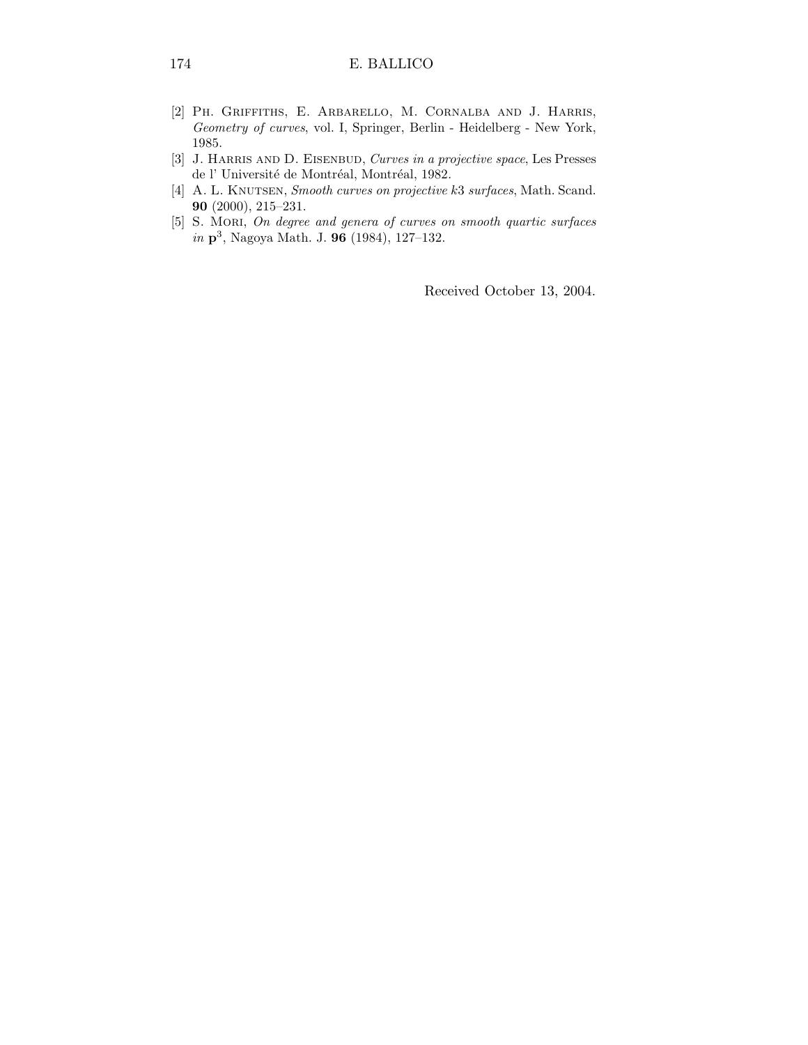[2] Ph. Griffiths, E. Arbarello, M. Cornalba and J. Harris, *Geometry of curves*, vol. I, Springer, Berlin - Heidelberg - New York, 1985.

[3] J. Harris and D. Eisenbud, *Curves in a projective space*, Les Presses de l' Université de Montréal, Montréal, 1982.

[4] A. L. Knutsen, *Smooth curves on projective k3 surfaces*, Math. Scand. **90** (2000), 215–231.

[5] S. Mori, *On degree and genera of curves on smooth quartic surfaces in* $\mathbf{p}^3$, Nagoya Math. J. **96** (1984), 127–132.

Received October 13, 2004.